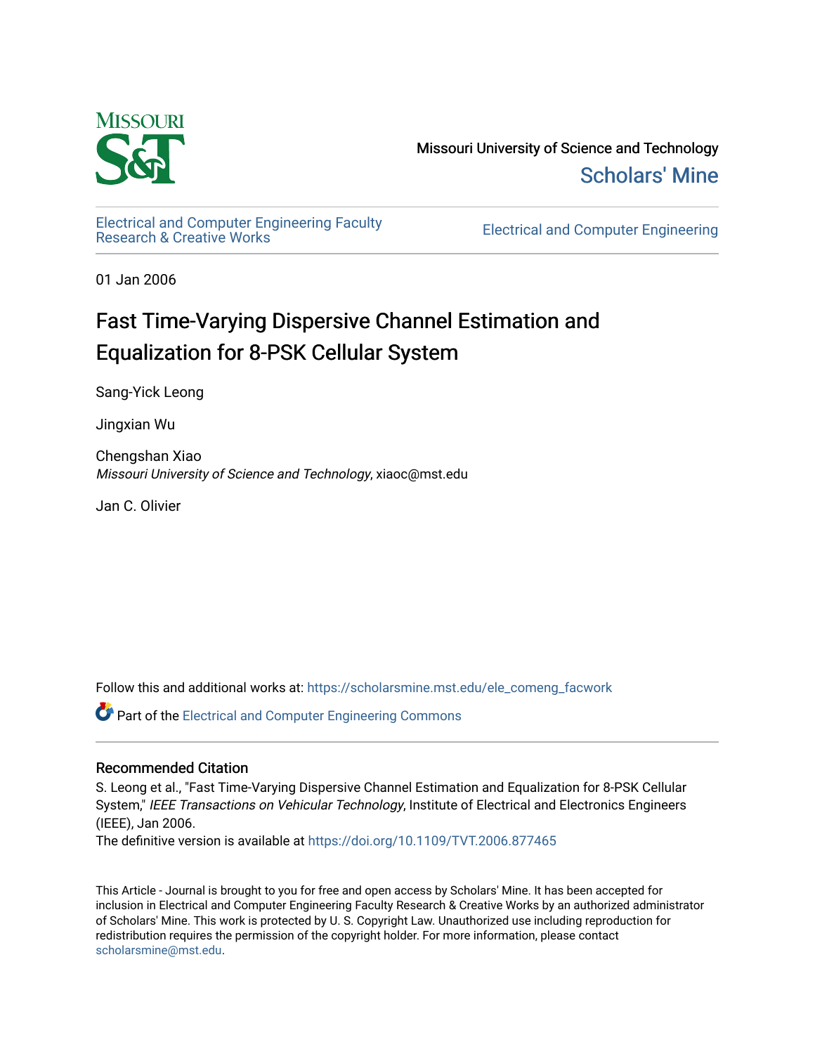Missouri University of Science and Technology

Scholars' Mine

Electrical and Computer Engineering Faculty Research & Creative Works

Electrical and Computer Engineering

01 Jan 2006

# Fast Time-Varying Dispersive Channel Estimation and Equalization for 8-PSK Cellular System

Sang-Yick Leong

Jingxian Wu

Chengshan Xiao
*Missouri University of Science and Technology*, xiaoc@mst.edu

Jan C. Olivier

Follow this and additional works at: https://scholarsmine.mst.edu/ele_comeng_facwork

Part of the Electrical and Computer Engineering Commons

## Recommended Citation

S. Leong et al., "Fast Time-Varying Dispersive Channel Estimation and Equalization for 8-PSK Cellular System," *IEEE Transactions on Vehicular Technology*, Institute of Electrical and Electronics Engineers (IEEE), Jan 2006.
The definitive version is available at https://doi.org/10.1109/TVT.2006.877465

This Article - Journal is brought to you for free and open access by Scholars' Mine. It has been accepted for inclusion in Electrical and Computer Engineering Faculty Research & Creative Works by an authorized administrator of Scholars' Mine. This work is protected by U. S. Copyright Law. Unauthorized use including reproduction for redistribution requires the permission of the copyright holder. For more information, please contact scholarsmine@mst.edu.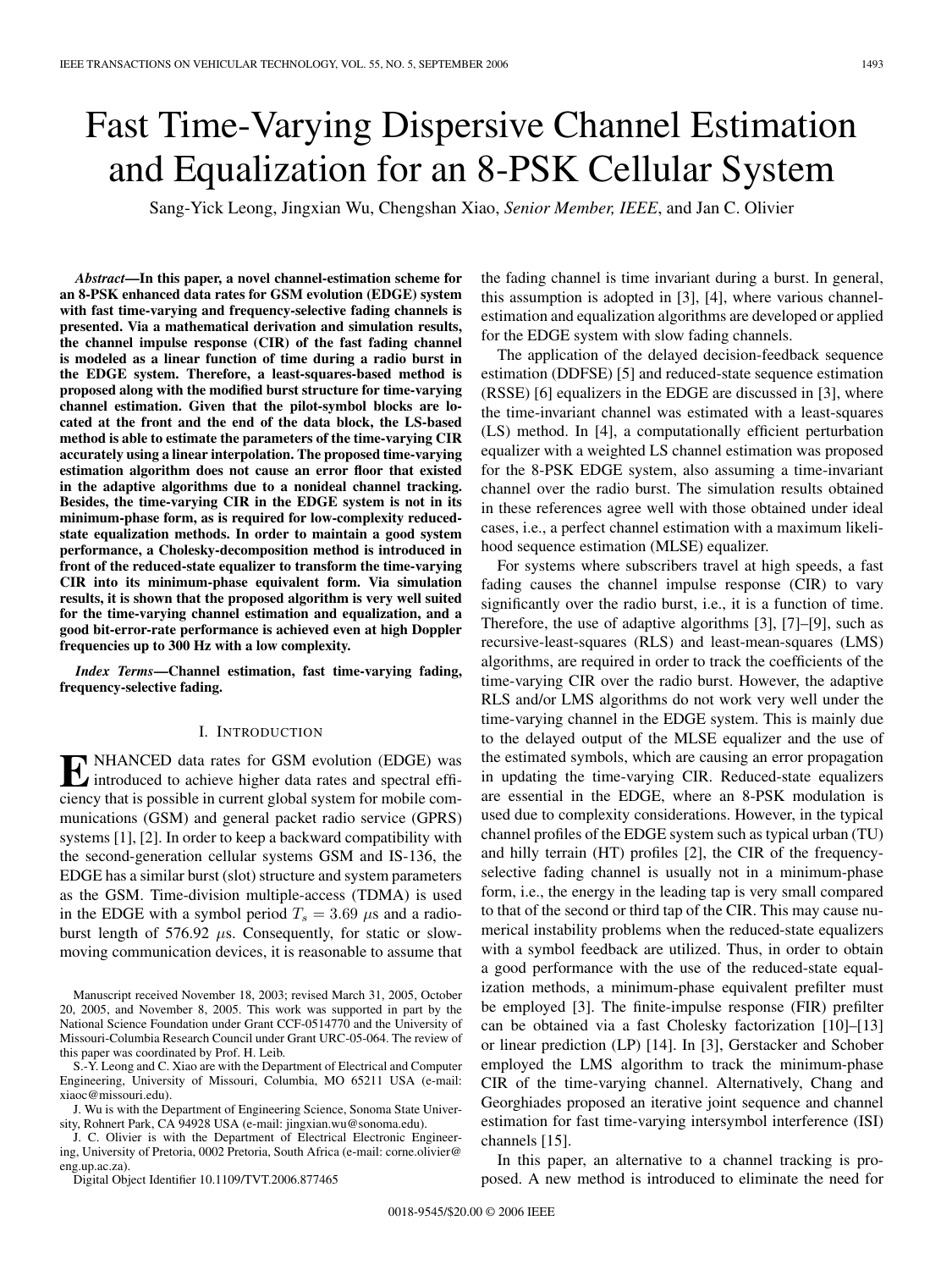# Fast Time-Varying Dispersive Channel Estimation and Equalization for an 8-PSK Cellular System

Sang-Yick Leong, Jingxian Wu, Chengshan Xiao, *Senior Member, IEEE*, and Jan C. Olivier

***Abstract*—In this paper, a novel channel-estimation scheme for an 8-PSK enhanced data rates for GSM evolution (EDGE) system with fast time-varying and frequency-selective fading channels is presented. Via a mathematical derivation and simulation results, the channel impulse response (CIR) of the fast fading channel is modeled as a linear function of time during a radio burst in the EDGE system. Therefore, a least-squares-based method is proposed along with the modified burst structure for time-varying channel estimation. Given that the pilot-symbol blocks are located at the front and the end of the data block, the LS-based method is able to estimate the parameters of the time-varying CIR accurately using a linear interpolation. The proposed time-varying estimation algorithm does not cause an error floor that existed in the adaptive algorithms due to a nonideal channel tracking. Besides, the time-varying CIR in the EDGE system is not in its minimum-phase form, as is required for low-complexity reduced-state equalization methods. In order to maintain a good system performance, a Cholesky-decomposition method is introduced in front of the reduced-state equalizer to transform the time-varying CIR into its minimum-phase equivalent form. Via simulation results, it is shown that the proposed algorithm is very well suited for the time-varying channel estimation and equalization, and a good bit-error-rate performance is achieved even at high Doppler frequencies up to 300 Hz with a low complexity.**

***Index Terms*—Channel estimation, fast time-varying fading, frequency-selective fading.**

## I. Introduction

Enhanced data rates for GSM evolution (EDGE) was introduced to achieve higher data rates and spectral efficiency that is possible in current global system for mobile communications (GSM) and general packet radio service (GPRS) systems [1], [2]. In order to keep a backward compatibility with the second-generation cellular systems GSM and IS-136, the EDGE has a similar burst (slot) structure and system parameters as the GSM. Time-division multiple-access (TDMA) is used in the EDGE with a symbol period $T_s = 3.69$ μs and a radio-burst length of 576.92 μs. Consequently, for static or slow-moving communication devices, it is reasonable to assume that the fading channel is time invariant during a burst. In general, this assumption is adopted in [3], [4], where various channel-estimation and equalization algorithms are developed or applied for the EDGE system with slow fading channels.

The application of the delayed decision-feedback sequence estimation (DDFSE) [5] and reduced-state sequence estimation (RSSE) [6] equalizers in the EDGE are discussed in [3], where the time-invariant channel was estimated with a least-squares (LS) method. In [4], a computationally efficient perturbation equalizer with a weighted LS channel estimation was proposed for the 8-PSK EDGE system, also assuming a time-invariant channel over the radio burst. The simulation results obtained in these references agree well with those obtained under ideal cases, i.e., a perfect channel estimation with a maximum likelihood sequence estimation (MLSE) equalizer.

For systems where subscribers travel at high speeds, a fast fading causes the channel impulse response (CIR) to vary significantly over the radio burst, i.e., it is a function of time. Therefore, the use of adaptive algorithms [3], [7]–[9], such as recursive-least-squares (RLS) and least-mean-squares (LMS) algorithms, are required in order to track the coefficients of the time-varying CIR over the radio burst. However, the adaptive RLS and/or LMS algorithms do not work very well under the time-varying channel in the EDGE system. This is mainly due to the delayed output of the MLSE equalizer and the use of the estimated symbols, which are causing an error propagation in updating the time-varying CIR. Reduced-state equalizers are essential in the EDGE, where an 8-PSK modulation is used due to complexity considerations. However, in the typical channel profiles of the EDGE system such as typical urban (TU) and hilly terrain (HT) profiles [2], the CIR of the frequency-selective fading channel is usually not in a minimum-phase form, i.e., the energy in the leading tap is very small compared to that of the second or third tap of the CIR. This may cause numerical instability problems when the reduced-state equalizers with a symbol feedback are utilized. Thus, in order to obtain a good performance with the use of the reduced-state equalization methods, a minimum-phase equivalent prefilter must be employed [3]. The finite-impulse response (FIR) prefilter can be obtained via a fast Cholesky factorization [10]–[13] or linear prediction (LP) [14]. In [3], Gerstacker and Schober employed the LMS algorithm to track the minimum-phase CIR of the time-varying channel. Alternatively, Chang and Georghiades proposed an iterative joint sequence and channel estimation for fast time-varying intersymbol interference (ISI) channels [15].

In this paper, an alternative to a channel tracking is proposed. A new method is introduced to eliminate the need for

Manuscript received November 18, 2003; revised March 31, 2005, October 20, 2005, and November 8, 2005. This work was supported in part by the National Science Foundation under Grant CCF-0514770 and the University of Missouri-Columbia Research Council under Grant URC-05-064. The review of this paper was coordinated by Prof. H. Leib.

S.-Y. Leong and C. Xiao are with the Department of Electrical and Computer Engineering, University of Missouri, Columbia, MO 65211 USA (e-mail: xiaoc@missouri.edu).

J. Wu is with the Department of Engineering Science, Sonoma State University, Rohnert Park, CA 94928 USA (e-mail: jingxian.wu@sonoma.edu).

J. C. Olivier is with the Department of Electrical Electronic Engineering, University of Pretoria, 0002 Pretoria, South Africa (e-mail: corne.olivier@eng.up.ac.za).

Digital Object Identifier 10.1109/TVT.2006.877465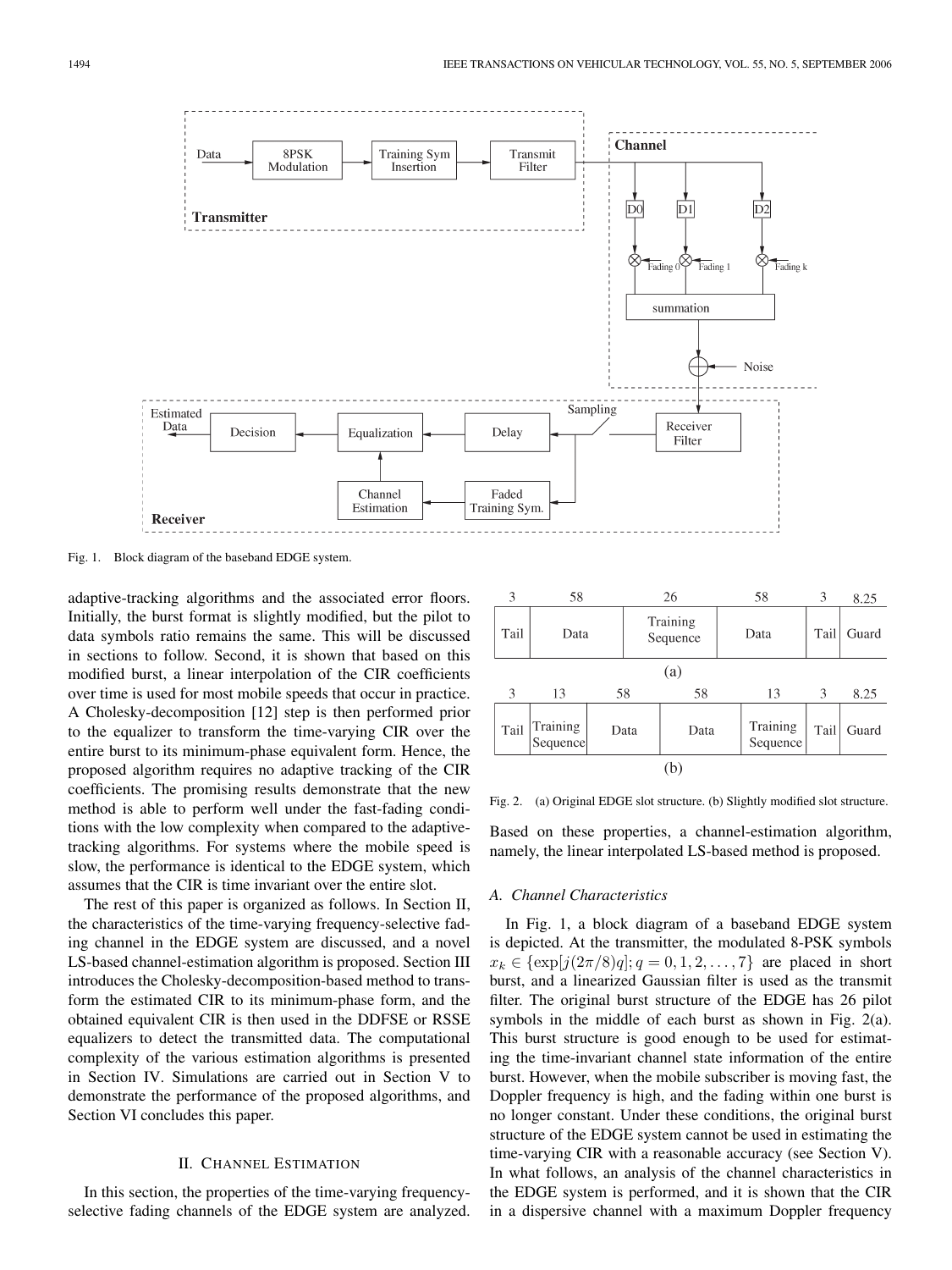Fig. 1. Block diagram of the baseband EDGE system.

adaptive-tracking algorithms and the associated error floors. Initially, the burst format is slightly modified, but the pilot to data symbols ratio remains the same. This will be discussed in sections to follow. Second, it is shown that based on this modified burst, a linear interpolation of the CIR coefficients over time is used for most mobile speeds that occur in practice. A Cholesky-decomposition [12] step is then performed prior to the equalizer to transform the time-varying CIR over the entire burst to its minimum-phase equivalent form. Hence, the proposed algorithm requires no adaptive tracking of the CIR coefficients. The promising results demonstrate that the new method is able to perform well under the fast-fading conditions with the low complexity when compared to the adaptive-tracking algorithms. For systems where the mobile speed is slow, the performance is identical to the EDGE system, which assumes that the CIR is time invariant over the entire slot.

The rest of this paper is organized as follows. In Section II, the characteristics of the time-varying frequency-selective fading channel in the EDGE system are discussed, and a novel LS-based channel-estimation algorithm is proposed. Section III introduces the Cholesky-decomposition-based method to transform the estimated CIR to its minimum-phase form, and the obtained equivalent CIR is then used in the DDFSE or RSSE equalizers to detect the transmitted data. The computational complexity of the various estimation algorithms is presented in Section IV. Simulations are carried out in Section V to demonstrate the performance of the proposed algorithms, and Section VI concludes this paper.

## II. Channel Estimation

In this section, the properties of the time-varying frequency-selective fading channels of the EDGE system are analyzed.

| 3 | 58 | 26 | 58 | 3 | 8.25 |
|---|---|---|---|---|---|
| Tail | Data | Training Sequence | Data | Tail | Guard |

(a)

| 3 | 13 | 58 | 58 | 13 | 3 | 8.25 |
|---|---|---|---|---|---|---|
| Tail | Training Sequence | Data | Data | Training Sequence | Tail | Guard |

(b)

Fig. 2. (a) Original EDGE slot structure. (b) Slightly modified slot structure.

Based on these properties, a channel-estimation algorithm, namely, the linear interpolated LS-based method is proposed.

### A. Channel Characteristics

In Fig. 1, a block diagram of a baseband EDGE system is depicted. At the transmitter, the modulated 8-PSK symbols $x_k \in \{\exp[j(2\pi/8)q]; q = 0, 1, 2, \ldots, 7\}$ are placed in short burst, and a linearized Gaussian filter is used as the transmit filter. The original burst structure of the EDGE has 26 pilot symbols in the middle of each burst as shown in Fig. 2(a). This burst structure is good enough to be used for estimating the time-invariant channel state information of the entire burst. However, when the mobile subscriber is moving fast, the Doppler frequency is high, and the fading within one burst is no longer constant. Under these conditions, the original burst structure of the EDGE system cannot be used in estimating the time-varying CIR with a reasonable accuracy (see Section V). In what follows, an analysis of the channel characteristics in the EDGE system is performed, and it is shown that the CIR in a dispersive channel with a maximum Doppler frequency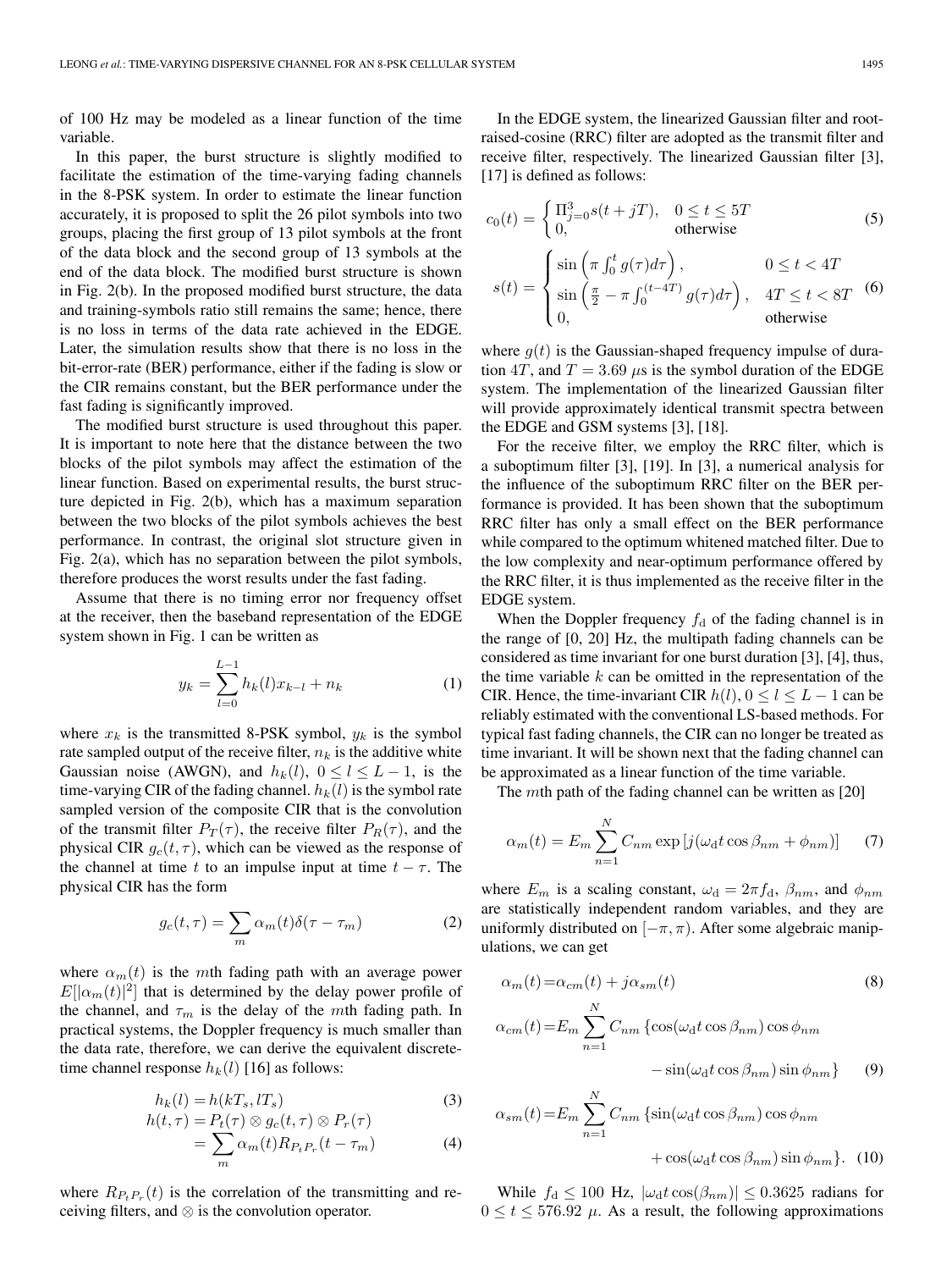of 100 Hz may be modeled as a linear function of the time variable.

In this paper, the burst structure is slightly modified to facilitate the estimation of the time-varying fading channels in the 8-PSK system. In order to estimate the linear function accurately, it is proposed to split the 26 pilot symbols into two groups, placing the first group of 13 pilot symbols at the front of the data block and the second group of 13 symbols at the end of the data block. The modified burst structure is shown in Fig. 2(b). In the proposed modified burst structure, the data and training-symbols ratio still remains the same; hence, there is no loss in terms of the data rate achieved in the EDGE. Later, the simulation results show that there is no loss in the bit-error-rate (BER) performance, either if the fading is slow or the CIR remains constant, but the BER performance under the fast fading is significantly improved.

The modified burst structure is used throughout this paper. It is important to note here that the distance between the two blocks of the pilot symbols may affect the estimation of the linear function. Based on experimental results, the burst structure depicted in Fig. 2(b), which has a maximum separation between the two blocks of the pilot symbols achieves the best performance. In contrast, the original slot structure given in Fig. 2(a), which has no separation between the pilot symbols, therefore produces the worst results under the fast fading.

Assume that there is no timing error nor frequency offset at the receiver, then the baseband representation of the EDGE system shown in Fig. 1 can be written as

$$y_k = \sum_{l=0}^{L-1} h_k(l) x_{k-l} + n_k \tag{1}$$

where $x_k$ is the transmitted 8-PSK symbol, $y_k$ is the symbol rate sampled output of the receive filter, $n_k$ is the additive white Gaussian noise (AWGN), and $h_k(l)$, $0 \le l \le L-1$, is the time-varying CIR of the fading channel. $h_k(l)$ is the symbol rate sampled version of the composite CIR that is the convolution of the transmit filter $P_T(\tau)$, the receive filter $P_R(\tau)$, and the physical CIR $g_c(t,\tau)$, which can be viewed as the response of the channel at time $t$ to an impulse input at time $t-\tau$. The physical CIR has the form

$$g_c(t,\tau) = \sum_m \alpha_m(t)\delta(\tau - \tau_m) \tag{2}$$

where $\alpha_m(t)$ is the $m$th fading path with an average power $E[|\alpha_m(t)|^2]$ that is determined by the delay power profile of the channel, and $\tau_m$ is the delay of the $m$th fading path. In practical systems, the Doppler frequency is much smaller than the data rate, therefore, we can derive the equivalent discrete-time channel response $h_k(l)$ [16] as follows:

$$h_k(l) = h(kT_s, lT_s) \tag{3}$$

$$h(t,\tau) = P_t(\tau) \otimes g_c(t,\tau) \otimes P_r(\tau) = \sum_m \alpha_m(t) R_{P_t P_r}(t - \tau_m) \tag{4}$$

where $R_{P_t P_r}(t)$ is the correlation of the transmitting and receiving filters, and $\otimes$ is the convolution operator.

In the EDGE system, the linearized Gaussian filter and root-raised-cosine (RRC) filter are adopted as the transmit filter and receive filter, respectively. The linearized Gaussian filter [3], [17] is defined as follows:

$$c_0(t) = \begin{cases} \Pi_{j=0}^{3} s(t+jT), & 0 \le t \le 5T \\ 0, & \text{otherwise} \end{cases} \tag{5}$$

$$s(t) = \begin{cases} \sin\left(\pi \int_0^t g(\tau)d\tau\right), & 0 \le t < 4T \\ \sin\left(\frac{\pi}{2} - \pi \int_0^{(t-4T)} g(\tau)d\tau\right), & 4T \le t < 8T \\ 0, & \text{otherwise} \end{cases} \tag{6}$$

where $g(t)$ is the Gaussian-shaped frequency impulse of duration $4T$, and $T = 3.69\ \mu$s is the symbol duration of the EDGE system. The implementation of the linearized Gaussian filter will provide approximately identical transmit spectra between the EDGE and GSM systems [3], [18].

For the receive filter, we employ the RRC filter, which is a suboptimum filter [3], [19]. In [3], a numerical analysis for the influence of the suboptimum RRC filter on the BER performance is provided. It has been shown that the suboptimum RRC filter has only a small effect on the BER performance while compared to the optimum whitened matched filter. Due to the low complexity and near-optimum performance offered by the RRC filter, it is thus implemented as the receive filter in the EDGE system.

When the Doppler frequency $f_\mathrm{d}$ of the fading channel is in the range of [0, 20] Hz, the multipath fading channels can be considered as time invariant for one burst duration [3], [4], thus, the time variable $k$ can be omitted in the representation of the CIR. Hence, the time-invariant CIR $h(l)$, $0 \le l \le L-1$ can be reliably estimated with the conventional LS-based methods. For typical fast fading channels, the CIR can no longer be treated as time invariant. It will be shown next that the fading channel can be approximated as a linear function of the time variable.

The $m$th path of the fading channel can be written as [20]

$$\alpha_m(t) = E_m \sum_{n=1}^{N} C_{nm} \exp\left[j(\omega_\mathrm{d} t \cos\beta_{nm} + \phi_{nm})\right] \tag{7}$$

where $E_m$ is a scaling constant, $\omega_\mathrm{d} = 2\pi f_\mathrm{d}$, $\beta_{nm}$, and $\phi_{nm}$ are statistically independent random variables, and they are uniformly distributed on $[-\pi, \pi)$. After some algebraic manipulations, we can get

$$\alpha_m(t) = \alpha_{cm}(t) + j\alpha_{sm}(t) \tag{8}$$

$$\alpha_{cm}(t) = E_m \sum_{n=1}^{N} C_{nm}\left\{\cos(\omega_\mathrm{d} t \cos\beta_{nm})\cos\phi_{nm} - \sin(\omega_\mathrm{d} t \cos\beta_{nm})\sin\phi_{nm}\right\} \tag{9}$$

$$\alpha_{sm}(t) = E_m \sum_{n=1}^{N} C_{nm}\left\{\sin(\omega_\mathrm{d} t \cos\beta_{nm})\cos\phi_{nm} + \cos(\omega_\mathrm{d} t \cos\beta_{nm})\sin\phi_{nm}\right\}. \tag{10}$$

While $f_\mathrm{d} \le 100$ Hz, $|\omega_\mathrm{d} t \cos(\beta_{nm})| \le 0.3625$ radians for $0 \le t \le 576.92\ \mu$. As a result, the following approximations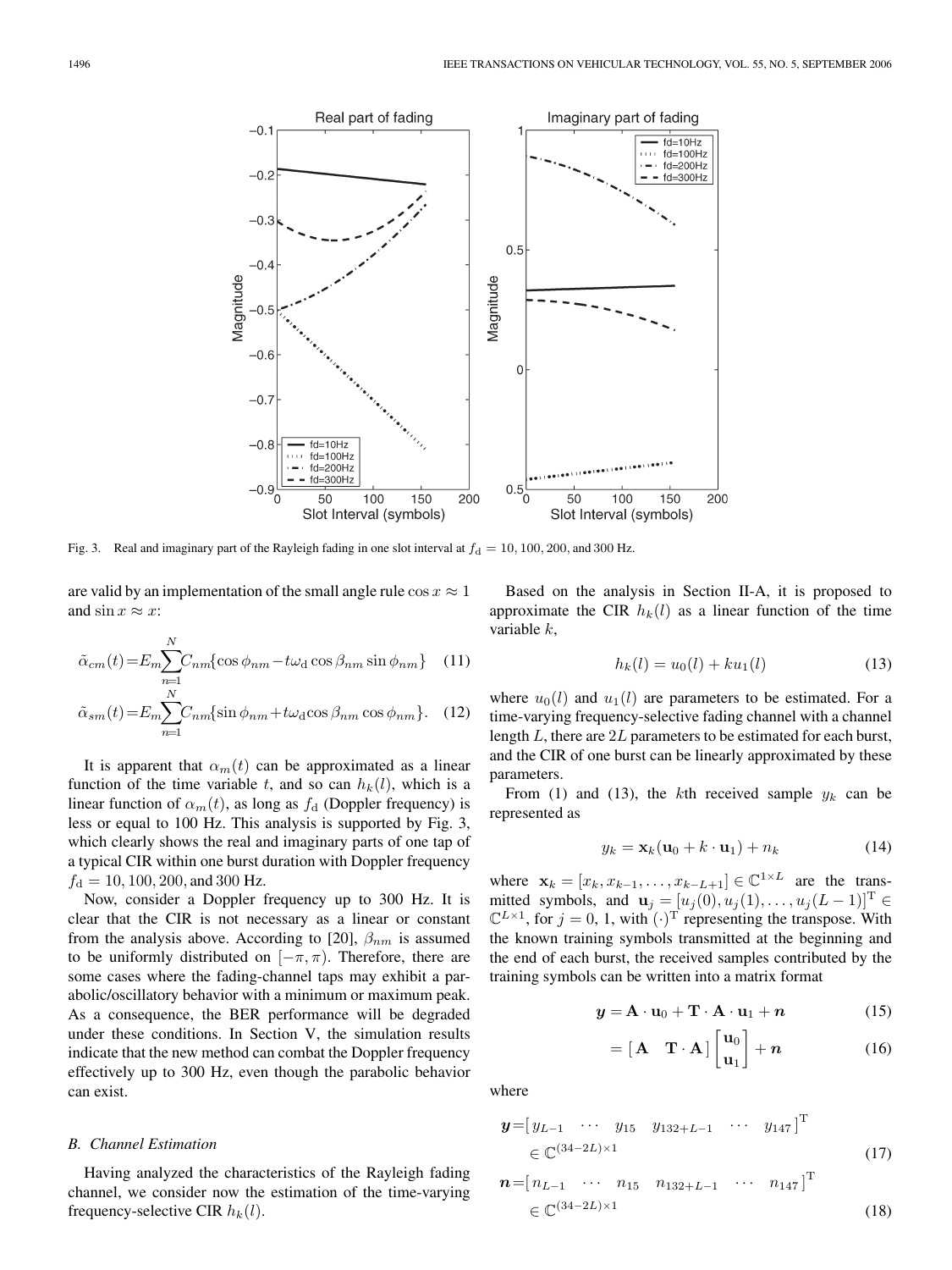Fig. 3. Real and imaginary part of the Rayleigh fading in one slot interval at $f_\mathrm{d} = 10, 100, 200$, and 300 Hz.

are valid by an implementation of the small angle rule $\cos x \approx 1$ and $\sin x \approx x$:

$$\tilde{\alpha}_{cm}(t) = E_m \sum_{n=1}^{N} C_{nm}\{\cos\phi_{nm} - t\omega_\mathrm{d}\cos\beta_{nm}\sin\phi_{nm}\} \quad (11)$$

$$\tilde{\alpha}_{sm}(t) = E_m \sum_{n=1}^{N} C_{nm}\{\sin\phi_{nm} + t\omega_\mathrm{d}\cos\beta_{nm}\cos\phi_{nm}\}. \quad (12)$$

It is apparent that $\alpha_m(t)$ can be approximated as a linear function of the time variable $t$, and so can $h_k(l)$, which is a linear function of $\alpha_m(t)$, as long as $f_\mathrm{d}$ (Doppler frequency) is less or equal to 100 Hz. This analysis is supported by Fig. 3, which clearly shows the real and imaginary parts of one tap of a typical CIR within one burst duration with Doppler frequency $f_\mathrm{d} = 10, 100, 200$, and 300 Hz.

Now, consider a Doppler frequency up to 300 Hz. It is clear that the CIR is not necessary as a linear or constant from the analysis above. According to [20], $\beta_{nm}$ is assumed to be uniformly distributed on $[-\pi, \pi)$. Therefore, there are some cases where the fading-channel taps may exhibit a parabolic/oscillatory behavior with a minimum or maximum peak. As a consequence, the BER performance will be degraded under these conditions. In Section V, the simulation results indicate that the new method can combat the Doppler frequency effectively up to 300 Hz, even though the parabolic behavior can exist.

### B. Channel Estimation

Having analyzed the characteristics of the Rayleigh fading channel, we consider now the estimation of the time-varying frequency-selective CIR $h_k(l)$.

Based on the analysis in Section II-A, it is proposed to approximate the CIR $h_k(l)$ as a linear function of the time variable $k$,

$$h_k(l) = u_0(l) + k u_1(l) \quad (13)$$

where $u_0(l)$ and $u_1(l)$ are parameters to be estimated. For a time-varying frequency-selective fading channel with a channel length $L$, there are $2L$ parameters to be estimated for each burst, and the CIR of one burst can be linearly approximated by these parameters.

From (1) and (13), the $k$th received sample $y_k$ can be represented as

$$y_k = \mathbf{x}_k(\mathbf{u}_0 + k \cdot \mathbf{u}_1) + n_k \quad (14)$$

where $\mathbf{x}_k = [x_k, x_{k-1}, \ldots, x_{k-L+1}] \in \mathbb{C}^{1\times L}$ are the transmitted symbols, and $\mathbf{u}_j = [u_j(0), u_j(1), \ldots, u_j(L-1)]^\mathrm{T} \in \mathbb{C}^{L\times 1}$, for $j = 0, 1$, with $(\cdot)^\mathrm{T}$ representing the transpose. With the known training symbols transmitted at the beginning and the end of each burst, the received samples contributed by the training symbols can be written into a matrix format

$$\boldsymbol{y} = \mathbf{A} \cdot \mathbf{u}_0 + \mathbf{T} \cdot \mathbf{A} \cdot \mathbf{u}_1 + \boldsymbol{n} \quad (15)$$

$$= [\,\mathbf{A} \quad \mathbf{T} \cdot \mathbf{A}\,] \begin{bmatrix} \mathbf{u}_0 \\ \mathbf{u}_1 \end{bmatrix} + \boldsymbol{n} \quad (16)$$

where

$$\boldsymbol{y} = [\, y_{L-1} \quad \cdots \quad y_{15} \quad y_{132+L-1} \quad \cdots \quad y_{147} \,]^\mathrm{T} \in \mathbb{C}^{(34-2L)\times 1} \quad (17)$$

$$\boldsymbol{n} = [\, n_{L-1} \quad \cdots \quad n_{15} \quad n_{132+L-1} \quad \cdots \quad n_{147} \,]^\mathrm{T} \in \mathbb{C}^{(34-2L)\times 1} \quad (18)$$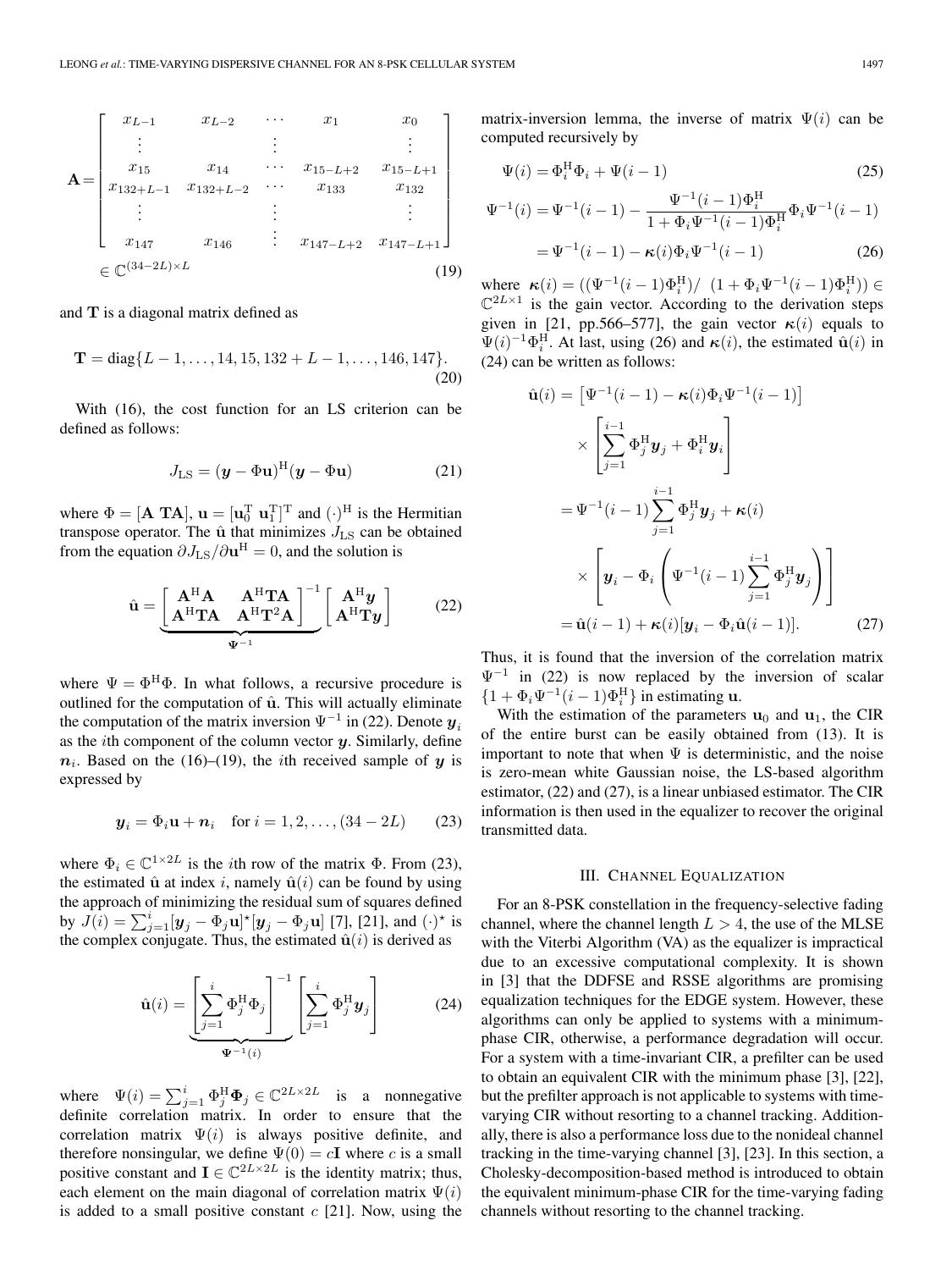$$
\mathbf{A} = \begin{bmatrix} x_{L-1} & x_{L-2} & \cdots & x_1 & x_0 \\ \vdots & & \vdots & & \vdots \\ x_{15} & x_{14} & \cdots & x_{15-L+2} & x_{15-L+1} \\ x_{132+L-1} & x_{132+L-2} & \cdots & x_{133} & x_{132} \\ \vdots & & \vdots & & \vdots \\ x_{147} & x_{146} & \vdots & x_{147-L+2} & x_{147-L+1} \end{bmatrix} \in \mathbb{C}^{(34-2L)\times L} \tag{19}
$$

and $\mathbf{T}$ is a diagonal matrix defined as

$$
\mathbf{T} = \mathrm{diag}\{L-1, \ldots, 14, 15, 132+L-1, \ldots, 146, 147\}. \tag{20}
$$

With (16), the cost function for an LS criterion can be defined as follows:

$$
J_{\mathrm{LS}} = (\boldsymbol{y} - \Phi\mathbf{u})^{\mathrm{H}}(\boldsymbol{y} - \Phi\mathbf{u}) \tag{21}
$$

where $\Phi = [\mathbf{A}\ \mathbf{TA}]$, $\mathbf{u} = [\mathbf{u}_0^{\mathrm{T}}\ \mathbf{u}_1^{\mathrm{T}}]^{\mathrm{T}}$ and $(\cdot)^{\mathrm{H}}$ is the Hermitian transpose operator. The $\hat{\mathbf{u}}$ that minimizes $J_{\mathrm{LS}}$ can be obtained from the equation $\partial J_{\mathrm{LS}}/\partial \mathbf{u}^{\mathrm{H}} = 0$, and the solution is

$$
\hat{\mathbf{u}} = \underbrace{\begin{bmatrix} \mathbf{A}^{\mathrm{H}}\mathbf{A} & \mathbf{A}^{\mathrm{H}}\mathbf{TA} \\ \mathbf{A}^{\mathrm{H}}\mathbf{TA} & \mathbf{A}^{\mathrm{H}}\mathbf{T}^2\mathbf{A} \end{bmatrix}^{-1}}_{\Psi^{-1}} \begin{bmatrix} \mathbf{A}^{\mathrm{H}}\boldsymbol{y} \\ \mathbf{A}^{\mathrm{H}}\mathbf{T}\boldsymbol{y} \end{bmatrix} \tag{22}
$$

where $\Psi = \Phi^{\mathrm{H}}\Phi$. In what follows, a recursive procedure is outlined for the computation of $\hat{\mathbf{u}}$. This will actually eliminate the computation of the matrix inversion $\Psi^{-1}$ in (22). Denote $\boldsymbol{y}_i$ as the $i$th component of the column vector $\boldsymbol{y}$. Similarly, define $\boldsymbol{n}_i$. Based on the (16)–(19), the $i$th received sample of $\boldsymbol{y}$ is expressed by

$$
\boldsymbol{y}_i = \Phi_i\mathbf{u} + \boldsymbol{n}_i \quad \text{for } i = 1, 2, \ldots, (34-2L) \tag{23}
$$

where $\Phi_i \in \mathbb{C}^{1\times 2L}$ is the $i$th row of the matrix $\Phi$. From (23), the estimated $\hat{\mathbf{u}}$ at index $i$, namely $\hat{\mathbf{u}}(i)$ can be found by using the approach of minimizing the residual sum of squares defined by $J(i) = \sum_{j=1}^{i}[\boldsymbol{y}_j - \Phi_j\mathbf{u}]^{\star}[\boldsymbol{y}_j - \Phi_j\mathbf{u}]$ [7], [21], and $(\cdot)^{\star}$ is the complex conjugate. Thus, the estimated $\hat{\mathbf{u}}(i)$ is derived as

$$
\hat{\mathbf{u}}(i) = \underbrace{\left[\sum_{j=1}^{i}\Phi_j^{\mathrm{H}}\Phi_j\right]^{-1}}_{\Psi^{-1}(i)}\left[\sum_{j=1}^{i}\Phi_j^{\mathrm{H}}\boldsymbol{y}_j\right] \tag{24}
$$

where $\Psi(i) = \sum_{j=1}^{i}\Phi_j^{\mathrm{H}}\boldsymbol{\Phi}_j \in \mathbb{C}^{2L\times 2L}$ is a nonnegative definite correlation matrix. In order to ensure that the correlation matrix $\Psi(i)$ is always positive definite, and therefore nonsingular, we define $\Psi(0) = c\mathbf{I}$ where $c$ is a small positive constant and $\mathbf{I} \in \mathbb{C}^{2L\times 2L}$ is the identity matrix; thus, each element on the main diagonal of correlation matrix $\Psi(i)$ is added to a small positive constant $c$ [21]. Now, using the matrix-inversion lemma, the inverse of matrix $\Psi(i)$ can be computed recursively by

$$
\Psi(i) = \Phi_i^{\mathrm{H}}\Phi_i + \Psi(i-1) \tag{25}
$$

$$
\begin{aligned}
\Psi^{-1}(i) &= \Psi^{-1}(i-1) - \frac{\Psi^{-1}(i-1)\Phi_i^{\mathrm{H}}}{1 + \Phi_i\Psi^{-1}(i-1)\Phi_i^{\mathrm{H}}}\Phi_i\Psi^{-1}(i-1) \\
&= \Psi^{-1}(i-1) - \boldsymbol{\kappa}(i)\Phi_i\Psi^{-1}(i-1)
\end{aligned} \tag{26}
$$

where $\boldsymbol{\kappa}(i) = ((\Psi^{-1}(i-1)\Phi_i^{\mathrm{H}})/\ (1 + \Phi_i\Psi^{-1}(i-1)\Phi_i^{\mathrm{H}})) \in \mathbb{C}^{2L\times 1}$ is the gain vector. According to the derivation steps given in [21, pp.566–577], the gain vector $\boldsymbol{\kappa}(i)$ equals to $\Psi(i)^{-1}\Phi_i^{\mathrm{H}}$. At last, using (26) and $\boldsymbol{\kappa}(i)$, the estimated $\hat{\mathbf{u}}(i)$ in (24) can be written as follows:

$$
\begin{aligned}
\hat{\mathbf{u}}(i) &= \left[\Psi^{-1}(i-1) - \boldsymbol{\kappa}(i)\Phi_i\Psi^{-1}(i-1)\right] \\
&\quad \times \left[\sum_{j=1}^{i-1}\Phi_j^{\mathrm{H}}\boldsymbol{y}_j + \Phi_i^{\mathrm{H}}\boldsymbol{y}_i\right] \\
&= \Psi^{-1}(i-1)\sum_{j=1}^{i-1}\Phi_j^{\mathrm{H}}\boldsymbol{y}_j + \boldsymbol{\kappa}(i) \\
&\quad \times \left[\boldsymbol{y}_i - \Phi_i\left(\Psi^{-1}(i-1)\sum_{j=1}^{i-1}\Phi_j^{\mathrm{H}}\boldsymbol{y}_j\right)\right] \\
&= \hat{\mathbf{u}}(i-1) + \boldsymbol{\kappa}(i)[\boldsymbol{y}_i - \Phi_i\hat{\mathbf{u}}(i-1)].
\end{aligned} \tag{27}
$$

Thus, it is found that the inversion of the correlation matrix $\Psi^{-1}$ in (22) is now replaced by the inversion of scalar $\{1 + \Phi_i\Psi^{-1}(i-1)\Phi_i^{\mathrm{H}}\}$ in estimating $\mathbf{u}$.

With the estimation of the parameters $\mathbf{u}_0$ and $\mathbf{u}_1$, the CIR of the entire burst can be easily obtained from (13). It is important to note that when $\Psi$ is deterministic, and the noise is zero-mean white Gaussian noise, the LS-based algorithm estimator, (22) and (27), is a linear unbiased estimator. The CIR information is then used in the equalizer to recover the original transmitted data.

## III. Channel Equalization

For an 8-PSK constellation in the frequency-selective fading channel, where the channel length $L > 4$, the use of the MLSE with the Viterbi Algorithm (VA) as the equalizer is impractical due to an excessive computational complexity. It is shown in [3] that the DDFSE and RSSE algorithms are promising equalization techniques for the EDGE system. However, these algorithms can only be applied to systems with a minimum-phase CIR, otherwise, a performance degradation will occur. For a system with a time-invariant CIR, a prefilter can be used to obtain an equivalent CIR with the minimum phase [3], [22], but the prefilter approach is not applicable to systems with time-varying CIR without resorting to a channel tracking. Additionally, there is also a performance loss due to the nonideal channel tracking in the time-varying channel [3], [23]. In this section, a Cholesky-decomposition-based method is introduced to obtain the equivalent minimum-phase CIR for the time-varying fading channels without resorting to the channel tracking.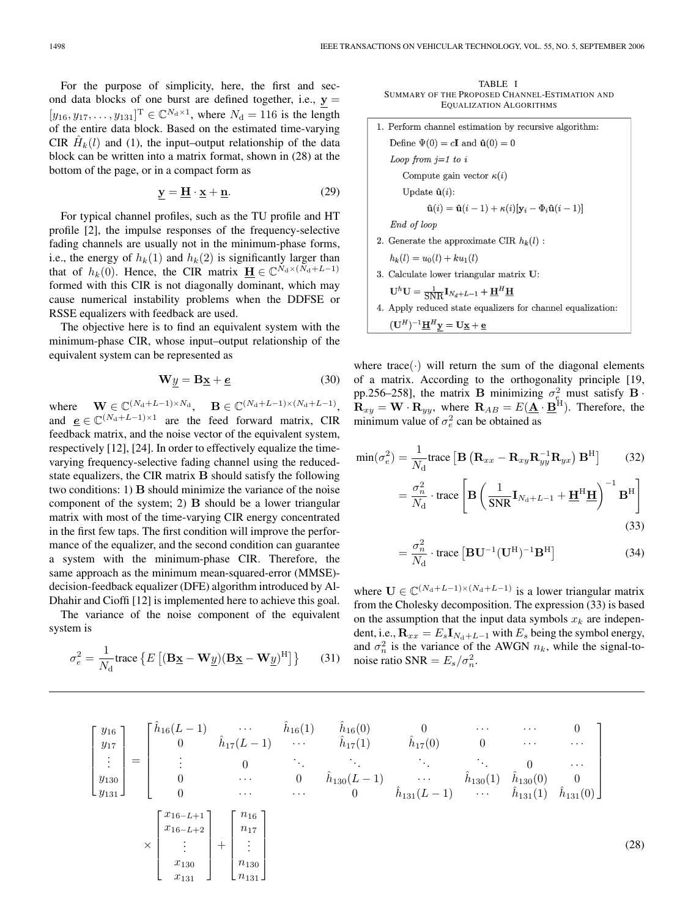For the purpose of simplicity, here, the first and second data blocks of one burst are defined together, i.e., $\underline{\mathbf{y}} = [y_{16}, y_{17}, \ldots, y_{131}]^{\mathrm{T}} \in \mathbb{C}^{N_{\mathrm{d}} \times 1}$, where $N_{\mathrm{d}} = 116$ is the length of the entire data block. Based on the estimated time-varying CIR $\hat{H}_k(l)$ and (1), the input–output relationship of the data block can be written into a matrix format, shown in (28) at the bottom of the page, or in a compact form as

$$\underline{\mathbf{y}} = \underline{\mathbf{H}} \cdot \underline{\mathbf{x}} + \underline{\mathbf{n}}. \tag{29}$$

For typical channel profiles, such as the TU profile and HT profile [2], the impulse responses of the frequency-selective fading channels are usually not in the minimum-phase forms, i.e., the energy of $h_k(1)$ and $h_k(2)$ is significantly larger than that of $h_k(0)$. Hence, the CIR matrix $\underline{\mathbf{H}} \in \mathbb{C}^{N_{\mathrm{d}} \times (N_{\mathrm{d}}+L-1)}$ formed with this CIR is not diagonally dominant, which may cause numerical instability problems when the DDFSE or RSSE equalizers with feedback are used.

The objective here is to find an equivalent system with the minimum-phase CIR, whose input–output relationship of the equivalent system can be represented as

$$\mathbf{W}\underline{y} = \mathbf{B}\underline{\mathbf{x}} + \underline{\boldsymbol{e}} \tag{30}$$

where $\mathbf{W} \in \mathbb{C}^{(N_{\mathrm{d}}+L-1) \times N_{\mathrm{d}}}$, $\mathbf{B} \in \mathbb{C}^{(N_{\mathrm{d}}+L-1) \times (N_{\mathrm{d}}+L-1)}$, and $\underline{\boldsymbol{e}} \in \mathbb{C}^{(N_{\mathrm{d}}+L-1) \times 1}$ are the feed forward matrix, CIR feedback matrix, and the noise vector of the equivalent system, respectively [12], [24]. In order to effectively equalize the time-varying frequency-selective fading channel using the reduced-state equalizers, the CIR matrix $\mathbf{B}$ should satisfy the following two conditions: 1) $\mathbf{B}$ should minimize the variance of the noise component of the system; 2) $\mathbf{B}$ should be a lower triangular matrix with most of the time-varying CIR energy concentrated in the first few taps. The first condition will improve the performance of the equalizer, and the second condition can guarantee a system with the minimum-phase CIR. Therefore, the same approach as the minimum mean-squared-error (MMSE)-decision-feedback equalizer (DFE) algorithm introduced by Al-Dhahir and Cioffi [12] is implemented here to achieve this goal.

The variance of the noise component of the equivalent system is

$$\sigma_e^2 = \frac{1}{N_{\mathrm{d}}} \mathrm{trace}\left\{ E\left[ (\mathbf{B}\underline{\mathbf{x}} - \mathbf{W}\underline{y})(\mathbf{B}\underline{\mathbf{x}} - \mathbf{W}\underline{y})^{\mathrm{H}} \right] \right\} \tag{31}$$

TABLE I
SUMMARY OF THE PROPOSED CHANNEL-ESTIMATION AND EQUALIZATION ALGORITHMS

1. Perform channel estimation by recursive algorithm:
   Define $\Psi(0) = c\mathbf{I}$ and $\hat{\mathbf{u}}(0) = 0$
   *Loop from j=1 to i*
   Compute gain vector $\kappa(i)$
   Update $\hat{\mathbf{u}}(i)$:
   $\hat{\mathbf{u}}(i) = \hat{\mathbf{u}}(i-1) + \kappa(i)[\mathbf{y}_i - \Phi_i \hat{\mathbf{u}}(i-1)]$
   *End of loop*
2. Generate the approximate CIR $h_k(l)$ :
   $h_k(l) = u_0(l) + k u_1(l)$
3. Calculate lower triangular matrix $\mathbf{U}$:
   $\mathbf{U}^h\mathbf{U} = \frac{1}{\mathrm{SNR}}\mathbf{I}_{N_d+L-1} + \underline{\mathbf{H}}^H\underline{\mathbf{H}}$
4. Apply reduced state equalizers for channel equalization:
   $(\mathbf{U}^H)^{-1}\underline{\mathbf{H}}^H\underline{\mathbf{y}} = \mathbf{U}\underline{\mathbf{x}} + \underline{\mathbf{e}}$

where trace$(\cdot)$ will return the sum of the diagonal elements of a matrix. According to the orthogonality principle [19, pp.256–258], the matrix $\mathbf{B}$ minimizing $\sigma_e^2$ must satisfy $\mathbf{B} \cdot \mathbf{R}_{xy} = \mathbf{W} \cdot \mathbf{R}_{yy}$, where $\mathbf{R}_{AB} = E(\underline{\mathbf{A}} \cdot \underline{\mathbf{B}}^{\mathrm{H}})$. Therefore, the minimum value of $\sigma_e^2$ can be obtained as

$$\min(\sigma_e^2) = \frac{1}{N_{\mathrm{d}}} \mathrm{trace}\left[ \mathbf{B}\left( \mathbf{R}_{xx} - \mathbf{R}_{xy}\mathbf{R}_{yy}^{-1}\mathbf{R}_{yx} \right) \mathbf{B}^{\mathrm{H}} \right] \tag{32}$$

$$= \frac{\sigma_n^2}{N_{\mathrm{d}}} \cdot \mathrm{trace}\left[ \mathbf{B}\left( \frac{1}{\mathrm{SNR}}\mathbf{I}_{N_{\mathrm{d}}+L-1} + \underline{\mathbf{H}}^{\mathrm{H}}\underline{\mathbf{H}} \right)^{-1} \mathbf{B}^{\mathrm{H}} \right] \tag{33}$$

$$= \frac{\sigma_n^2}{N_{\mathrm{d}}} \cdot \mathrm{trace}\left[ \mathbf{B}\mathbf{U}^{-1}(\mathbf{U}^{\mathrm{H}})^{-1}\mathbf{B}^{\mathrm{H}} \right] \tag{34}$$

where $\mathbf{U} \in \mathbb{C}^{(N_{\mathrm{d}}+L-1) \times (N_{\mathrm{d}}+L-1)}$ is a lower triangular matrix from the Cholesky decomposition. The expression (33) is based on the assumption that the input data symbols $x_k$ are independent, i.e., $\mathbf{R}_{xx} = E_s\mathbf{I}_{N_{\mathrm{d}}+L-1}$ with $E_s$ being the symbol energy, and $\sigma_n^2$ is the variance of the AWGN $n_k$, while the signal-to-noise ratio $\mathrm{SNR} = E_s/\sigma_n^2$.

$$\begin{bmatrix} y_{16} \\ y_{17} \\ \vdots \\ y_{130} \\ y_{131} \end{bmatrix} = \begin{bmatrix} \hat{h}_{16}(L-1) & \cdots & \hat{h}_{16}(1) & \hat{h}_{16}(0) & 0 & \cdots & \cdots & 0 \\ 0 & \hat{h}_{17}(L-1) & \cdots & \hat{h}_{17}(1) & \hat{h}_{17}(0) & 0 & \cdots & \cdots \\ \vdots & 0 & \ddots & \ddots & \ddots & \ddots & 0 & \cdots \\ 0 & \cdots & 0 & \hat{h}_{130}(L-1) & \cdots & \hat{h}_{130}(1) & \hat{h}_{130}(0) & 0 \\ 0 & \cdots & \cdots & 0 & \hat{h}_{131}(L-1) & \cdots & \hat{h}_{131}(1) & \hat{h}_{131}(0) \end{bmatrix} \times \begin{bmatrix} x_{16-L+1} \\ x_{16-L+2} \\ \vdots \\ x_{130} \\ x_{131} \end{bmatrix} + \begin{bmatrix} n_{16} \\ n_{17} \\ \vdots \\ n_{130} \\ n_{131} \end{bmatrix} \tag{28}$$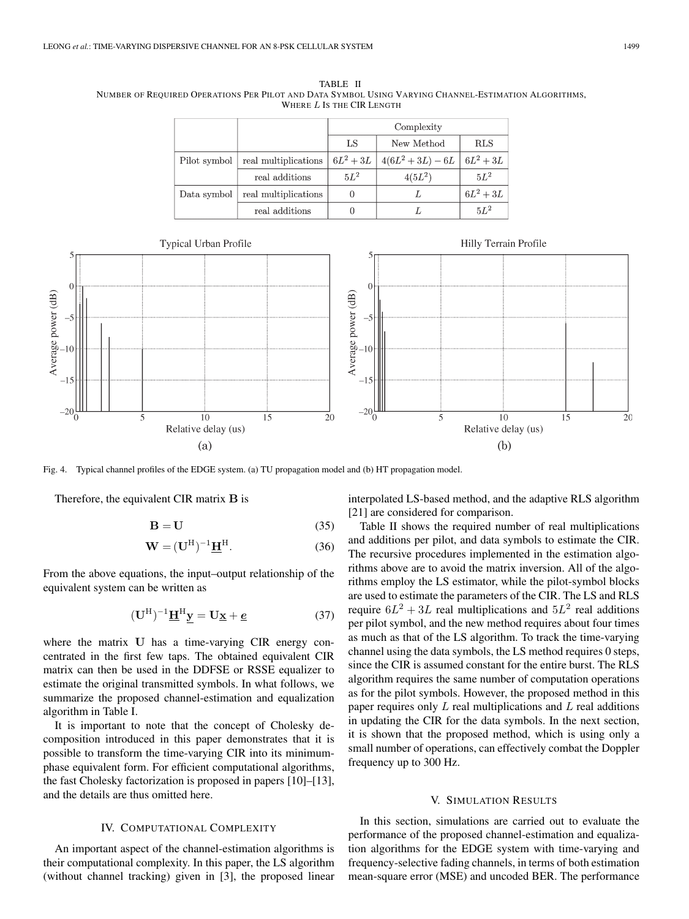TABLE II
NUMBER OF REQUIRED OPERATIONS PER PILOT AND DATA SYMBOL USING VARYING CHANNEL-ESTIMATION ALGORITHMS, WHERE $L$ IS THE CIR LENGTH

| | | Complexity | | |
|---|---|---|---|---|
| | | LS | New Method | RLS |
| Pilot symbol | real multiplications | $6L^2+3L$ | $4(6L^2+3L)-6L$ | $6L^2+3L$ |
| | real additions | $5L^2$ | $4(5L^2)$ | $5L^2$ |
| Data symbol | real multiplications | 0 | $L$ | $6L^2+3L$ |
| | real additions | 0 | $L$ | $5L^2$ |

Fig. 4. Typical channel profiles of the EDGE system. (a) TU propagation model and (b) HT propagation model.

Therefore, the equivalent CIR matrix $\mathbf{B}$ is

$$\mathbf{B} = \mathbf{U} \tag{35}$$

$$\mathbf{W} = (\mathbf{U}^{\mathrm{H}})^{-1}\underline{\mathbf{H}}^{\mathrm{H}}. \tag{36}$$

From the above equations, the input–output relationship of the equivalent system can be written as

$$(\mathbf{U}^{\mathrm{H}})^{-1}\underline{\mathbf{H}}^{\mathrm{H}}\underline{\mathbf{y}} = \mathbf{U}\underline{\mathbf{x}} + \underline{\boldsymbol{e}} \tag{37}$$

where the matrix $\mathbf{U}$ has a time-varying CIR energy concentrated in the first few taps. The obtained equivalent CIR matrix can then be used in the DDFSE or RSSE equalizer to estimate the original transmitted symbols. In what follows, we summarize the proposed channel-estimation and equalization algorithm in Table I.

It is important to note that the concept of Cholesky decomposition introduced in this paper demonstrates that it is possible to transform the time-varying CIR into its minimum-phase equivalent form. For efficient computational algorithms, the fast Cholesky factorization is proposed in papers [10]–[13], and the details are thus omitted here.

## IV. Computational Complexity

An important aspect of the channel-estimation algorithms is their computational complexity. In this paper, the LS algorithm (without channel tracking) given in [3], the proposed linear interpolated LS-based method, and the adaptive RLS algorithm [21] are considered for comparison.

Table II shows the required number of real multiplications and additions per pilot, and data symbols to estimate the CIR. The recursive procedures implemented in the estimation algorithms above are to avoid the matrix inversion. All of the algorithms employ the LS estimator, while the pilot-symbol blocks are used to estimate the parameters of the CIR. The LS and RLS require $6L^2+3L$ real multiplications and $5L^2$ real additions per pilot symbol, and the new method requires about four times as much as that of the LS algorithm. To track the time-varying channel using the data symbols, the LS method requires 0 steps, since the CIR is assumed constant for the entire burst. The RLS algorithm requires the same number of computation operations as for the pilot symbols. However, the proposed method in this paper requires only $L$ real multiplications and $L$ real additions in updating the CIR for the data symbols. In the next section, it is shown that the proposed method, which is using only a small number of operations, can effectively combat the Doppler frequency up to 300 Hz.

## V. Simulation Results

In this section, simulations are carried out to evaluate the performance of the proposed channel-estimation and equalization algorithms for the EDGE system with time-varying and frequency-selective fading channels, in terms of both estimation mean-square error (MSE) and uncoded BER. The performance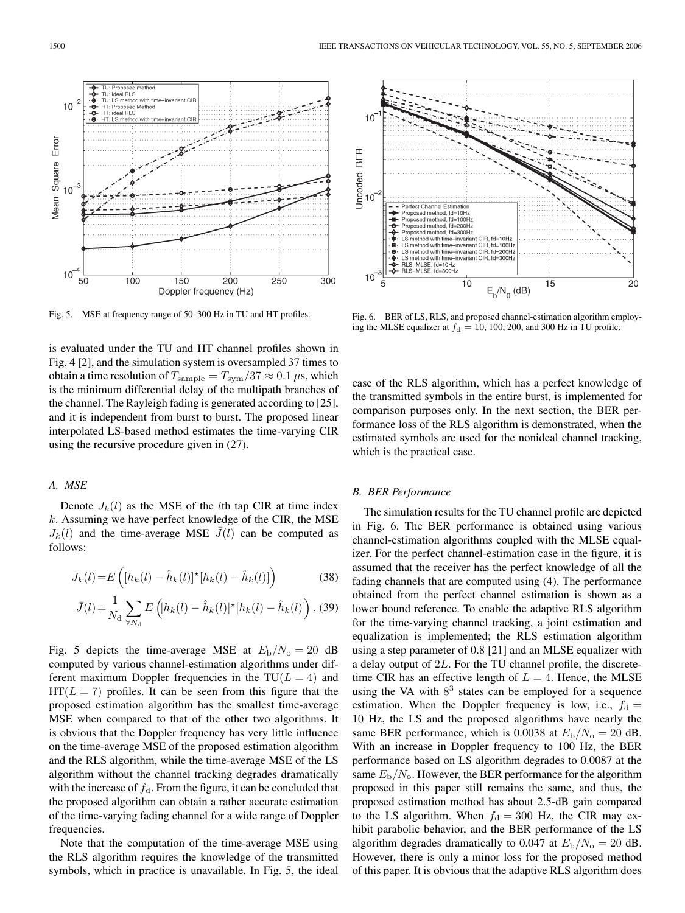Fig. 5. MSE at frequency range of 50–300 Hz in TU and HT profiles.

Fig. 6. BER of LS, RLS, and proposed channel-estimation algorithm employing the MLSE equalizer at $f_{\rm d} = 10$, 100, 200, and 300 Hz in TU profile.

is evaluated under the TU and HT channel profiles shown in Fig. 4 [2], and the simulation system is oversampled 37 times to obtain a time resolution of $T_{\rm sample} = T_{\rm sym}/37 \approx 0.1\ \mu$s, which is the minimum differential delay of the multipath branches of the channel. The Rayleigh fading is generated according to [25], and it is independent from burst to burst. The proposed linear interpolated LS-based method estimates the time-varying CIR using the recursive procedure given in (27).

### A. MSE

Denote $J_k(l)$ as the MSE of the $l$th tap CIR at time index $k$. Assuming we have perfect knowledge of the CIR, the MSE $J_k(l)$ and the time-average MSE $\bar{J}(l)$ can be computed as follows:

$$J_k(l) = E\left([h_k(l) - \hat{h}_k(l)]^\star [h_k(l) - \hat{h}_k(l)]\right) \quad (38)$$

$$\bar{J}(l) = \frac{1}{N_{\rm d}} \sum_{\forall N_{\rm d}} E\left([h_k(l) - \hat{h}_k(l)]^\star [h_k(l) - \hat{h}_k(l)]\right). \quad (39)$$

Fig. 5 depicts the time-average MSE at $E_{\rm b}/N_{\rm o} = 20$ dB computed by various channel-estimation algorithms under different maximum Doppler frequencies in the TU($L = 4$) and HT($L = 7$) profiles. It can be seen from this figure that the proposed estimation algorithm has the smallest time-average MSE when compared to that of the other two algorithms. It is obvious that the Doppler frequency has very little influence on the time-average MSE of the proposed estimation algorithm and the RLS algorithm, while the time-average MSE of the LS algorithm without the channel tracking degrades dramatically with the increase of $f_{\rm d}$. From the figure, it can be concluded that the proposed algorithm can obtain a rather accurate estimation of the time-varying fading channel for a wide range of Doppler frequencies.

Note that the computation of the time-average MSE using the RLS algorithm requires the knowledge of the transmitted symbols, which in practice is unavailable. In Fig. 5, the ideal case of the RLS algorithm, which has a perfect knowledge of the transmitted symbols in the entire burst, is implemented for comparison purposes only. In the next section, the BER performance loss of the RLS algorithm is demonstrated, when the estimated symbols are used for the nonideal channel tracking, which is the practical case.

### B. BER Performance

The simulation results for the TU channel profile are depicted in Fig. 6. The BER performance is obtained using various channel-estimation algorithms coupled with the MLSE equalizer. For the perfect channel-estimation case in the figure, it is assumed that the receiver has the perfect knowledge of all the fading channels that are computed using (4). The performance obtained from the perfect channel estimation is shown as a lower bound reference. To enable the adaptive RLS algorithm for the time-varying channel tracking, a joint estimation and equalization is implemented; the RLS estimation algorithm using a step parameter of 0.8 [21] and an MLSE equalizer with a delay output of $2L$. For the TU channel profile, the discrete-time CIR has an effective length of $L = 4$. Hence, the MLSE using the VA with $8^3$ states can be employed for a sequence estimation. When the Doppler frequency is low, i.e., $f_{\rm d} = 10$ Hz, the LS and the proposed algorithms have nearly the same BER performance, which is 0.0038 at $E_{\rm b}/N_{\rm o} = 20$ dB. With an increase in Doppler frequency to 100 Hz, the BER performance based on LS algorithm degrades to 0.0087 at the same $E_{\rm b}/N_{\rm o}$. However, the BER performance for the algorithm proposed in this paper still remains the same, and thus, the proposed estimation method has about 2.5-dB gain compared to the LS algorithm. When $f_{\rm d} = 300$ Hz, the CIR may exhibit parabolic behavior, and the BER performance of the LS algorithm degrades dramatically to 0.047 at $E_{\rm b}/N_{\rm o} = 20$ dB. However, there is only a minor loss for the proposed method of this paper. It is obvious that the adaptive RLS algorithm does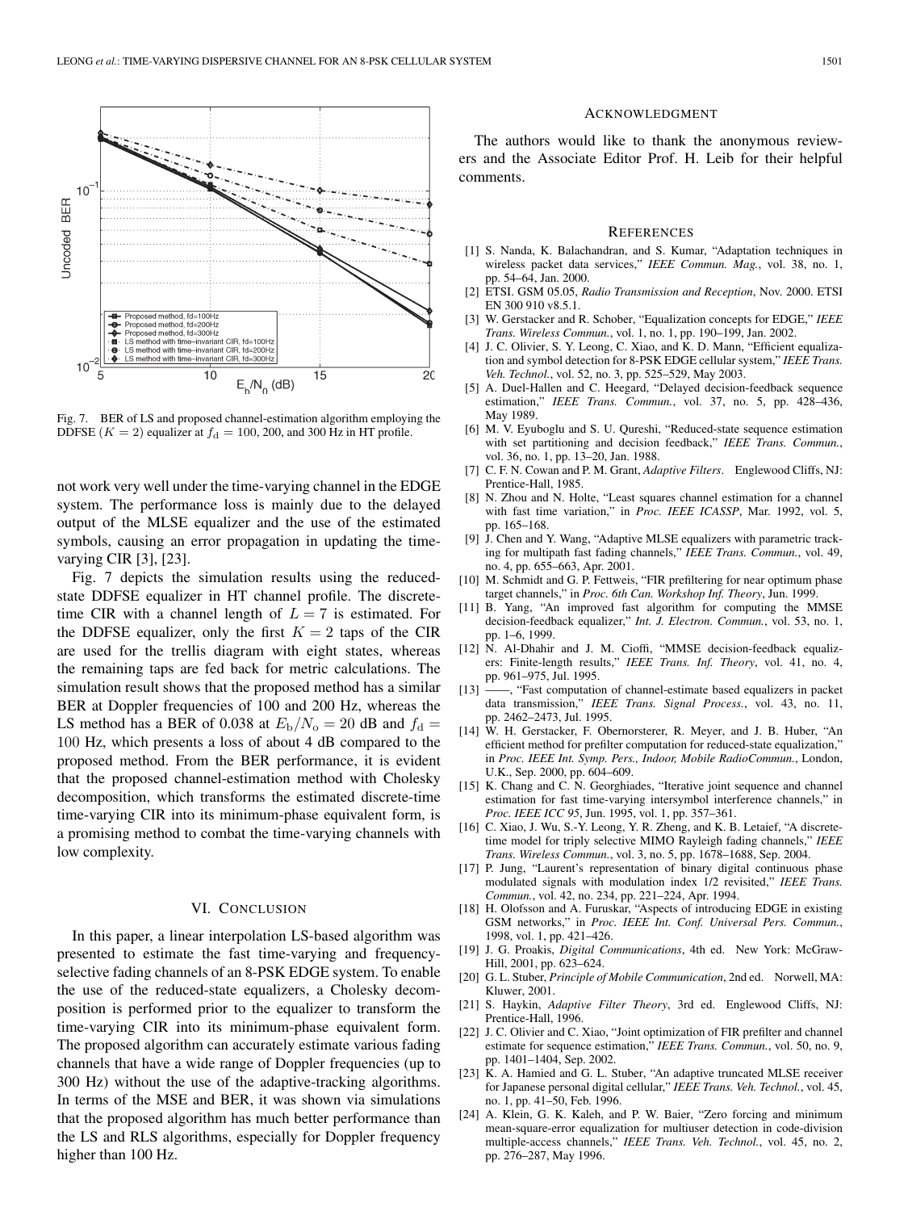Fig. 7. BER of LS and proposed channel-estimation algorithm employing the DDFSE ($K = 2$) equalizer at $f_\mathrm{d} = 100$, 200, and 300 Hz in HT profile.

not work very well under the time-varying channel in the EDGE system. The performance loss is mainly due to the delayed output of the MLSE equalizer and the use of the estimated symbols, causing an error propagation in updating the time-varying CIR [3], [23].

Fig. 7 depicts the simulation results using the reduced-state DDFSE equalizer in HT channel profile. The discrete-time CIR with a channel length of $L = 7$ is estimated. For the DDFSE equalizer, only the first $K = 2$ taps of the CIR are used for the trellis diagram with eight states, whereas the remaining taps are fed back for metric calculations. The simulation result shows that the proposed method has a similar BER at Doppler frequencies of 100 and 200 Hz, whereas the LS method has a BER of 0.038 at $E_\mathrm{b}/N_\mathrm{o} = 20$ dB and $f_\mathrm{d} = 100$ Hz, which presents a loss of about 4 dB compared to the proposed method. From the BER performance, it is evident that the proposed channel-estimation method with Cholesky decomposition, which transforms the estimated discrete-time time-varying CIR into its minimum-phase equivalent form, is a promising method to combat the time-varying channels with low complexity.

## VI. Conclusion

In this paper, a linear interpolation LS-based algorithm was presented to estimate the fast time-varying and frequency-selective fading channels of an 8-PSK EDGE system. To enable the use of the reduced-state equalizers, a Cholesky decomposition is performed prior to the equalizer to transform the time-varying CIR into its minimum-phase equivalent form. The proposed algorithm can accurately estimate various fading channels that have a wide range of Doppler frequencies (up to 300 Hz) without the use of the adaptive-tracking algorithms. In terms of the MSE and BER, it was shown via simulations that the proposed algorithm has much better performance than the LS and RLS algorithms, especially for Doppler frequency higher than 100 Hz.

## Acknowledgment

The authors would like to thank the anonymous reviewers and the Associate Editor Prof. H. Leib for their helpful comments.

## References

[1] S. Nanda, K. Balachandran, and S. Kumar, "Adaptation techniques in wireless packet data services," *IEEE Commun. Mag.*, vol. 38, no. 1, pp. 54–64, Jan. 2000.

[2] ETSI. GSM 05.05, *Radio Transmission and Reception*, Nov. 2000. ETSI EN 300 910 v8.5.1.

[3] W. Gerstacker and R. Schober, "Equalization concepts for EDGE," *IEEE Trans. Wireless Commun.*, vol. 1, no. 1, pp. 190–199, Jan. 2002.

[4] J. C. Olivier, S. Y. Leong, C. Xiao, and K. D. Mann, "Efficient equalization and symbol detection for 8-PSK EDGE cellular system," *IEEE Trans. Veh. Technol.*, vol. 52, no. 3, pp. 525–529, May 2003.

[5] A. Duel-Hallen and C. Heegard, "Delayed decision-feedback sequence estimation," *IEEE Trans. Commun.*, vol. 37, no. 5, pp. 428–436, May 1989.

[6] M. V. Eyuboglu and S. U. Qureshi, "Reduced-state sequence estimation with set partitioning and decision feedback," *IEEE Trans. Commun.*, vol. 36, no. 1, pp. 13–20, Jan. 1988.

[7] C. F. N. Cowan and P. M. Grant, *Adaptive Filters*. Englewood Cliffs, NJ: Prentice-Hall, 1985.

[8] N. Zhou and N. Holte, "Least squares channel estimation for a channel with fast time variation," in *Proc. IEEE ICASSP*, Mar. 1992, vol. 5, pp. 165–168.

[9] J. Chen and Y. Wang, "Adaptive MLSE equalizers with parametric tracking for multipath fast fading channels," *IEEE Trans. Commun.*, vol. 49, no. 4, pp. 655–663, Apr. 2001.

[10] M. Schmidt and G. P. Fettweis, "FIR prefiltering for near optimum phase target channels," in *Proc. 6th Can. Workshop Inf. Theory*, Jun. 1999.

[11] B. Yang, "An improved fast algorithm for computing the MMSE decision-feedback equalizer," *Int. J. Electron. Commun.*, vol. 53, no. 1, pp. 1–6, 1999.

[12] N. Al-Dhahir and J. M. Cioffi, "MMSE decision-feedback equalizers: Finite-length results," *IEEE Trans. Inf. Theory*, vol. 41, no. 4, pp. 961–975, Jul. 1995.

[13] ——, "Fast computation of channel-estimate based equalizers in packet data transmission," *IEEE Trans. Signal Process.*, vol. 43, no. 11, pp. 2462–2473, Jul. 1995.

[14] W. H. Gerstacker, F. Obernorsterer, R. Meyer, and J. B. Huber, "An efficient method for prefilter computation for reduced-state equalization," in *Proc. IEEE Int. Symp. Pers., Indoor, Mobile RadioCommun.*, London, U.K., Sep. 2000, pp. 604–609.

[15] K. Chang and C. N. Georghiades, "Iterative joint sequence and channel estimation for fast time-varying intersymbol interference channels," in *Proc. IEEE ICC 95*, Jun. 1995, vol. 1, pp. 357–361.

[16] C. Xiao, J. Wu, S.-Y. Leong, Y. R. Zheng, and K. B. Letaief, "A discrete-time model for triply selective MIMO Rayleigh fading channels," *IEEE Trans. Wireless Commun.*, vol. 3, no. 5, pp. 1678–1688, Sep. 2004.

[17] P. Jung, "Laurent's representation of binary digital continuous phase modulated signals with modulation index 1/2 revisited," *IEEE Trans. Commun.*, vol. 42, no. 234, pp. 221–224, Apr. 1994.

[18] H. Olofsson and A. Furuskar, "Aspects of introducing EDGE in existing GSM networks," in *Proc. IEEE Int. Conf. Universal Pers. Commun.*, 1998, vol. 1, pp. 421–426.

[19] J. G. Proakis, *Digital Communications*, 4th ed. New York: McGraw-Hill, 2001, pp. 623–624.

[20] G. L. Stuber, *Principle of Mobile Communication*, 2nd ed. Norwell, MA: Kluwer, 2001.

[21] S. Haykin, *Adaptive Filter Theory*, 3rd ed. Englewood Cliffs, NJ: Prentice-Hall, 1996.

[22] J. C. Olivier and C. Xiao, "Joint optimization of FIR prefilter and channel estimate for sequence estimation," *IEEE Trans. Commun.*, vol. 50, no. 9, pp. 1401–1404, Sep. 2002.

[23] K. A. Hamied and G. L. Stuber, "An adaptive truncated MLSE receiver for Japanese personal digital cellular," *IEEE Trans. Veh. Technol.*, vol. 45, no. 1, pp. 41–50, Feb. 1996.

[24] A. Klein, G. K. Kaleh, and P. W. Baier, "Zero forcing and minimum mean-square-error equalization for multiuser detection in code-division multiple-access channels," *IEEE Trans. Veh. Technol.*, vol. 45, no. 2, pp. 276–287, May 1996.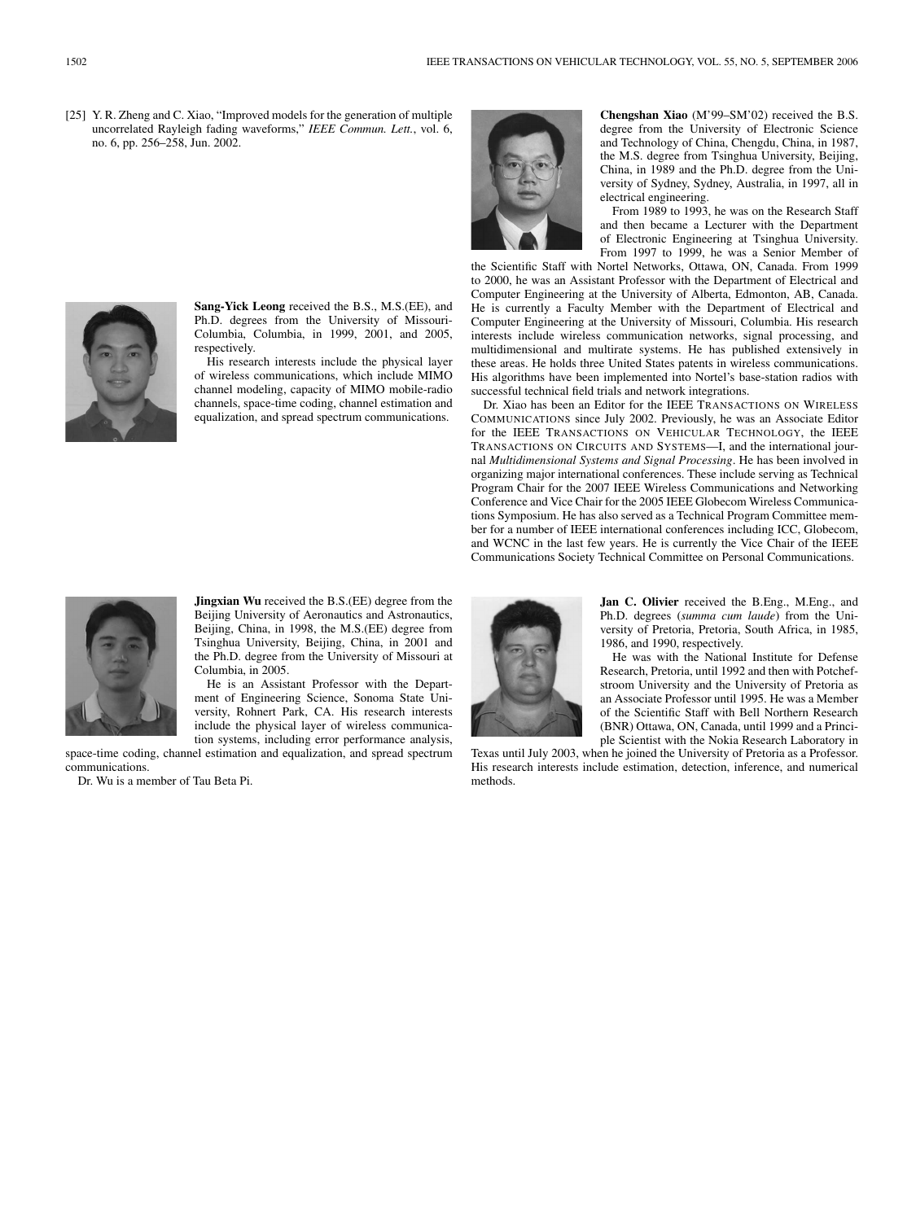[25] Y. R. Zheng and C. Xiao, "Improved models for the generation of multiple uncorrelated Rayleigh fading waveforms," *IEEE Commun. Lett.*, vol. 6, no. 6, pp. 256–258, Jun. 2002.

**Sang-Yick Leong** received the B.S., M.S.(EE), and Ph.D. degrees from the University of Missouri-Columbia, Columbia, in 1999, 2001, and 2005, respectively.

His research interests include the physical layer of wireless communications, which include MIMO channel modeling, capacity of MIMO mobile-radio channels, space-time coding, channel estimation and equalization, and spread spectrum communications.

**Jingxian Wu** received the B.S.(EE) degree from the Beijing University of Aeronautics and Astronautics, Beijing, China, in 1998, the M.S.(EE) degree from Tsinghua University, Beijing, China, in 2001 and the Ph.D. degree from the University of Missouri at Columbia, in 2005.

He is an Assistant Professor with the Department of Engineering Science, Sonoma State University, Rohnert Park, CA. His research interests include the physical layer of wireless communication systems, including error performance analysis, space-time coding, channel estimation and equalization, and spread spectrum communications.

Dr. Wu is a member of Tau Beta Pi.

**Chengshan Xiao** (M'99–SM'02) received the B.S. degree from the University of Electronic Science and Technology of China, Chengdu, China, in 1987, the M.S. degree from Tsinghua University, Beijing, China, in 1989 and the Ph.D. degree from the University of Sydney, Sydney, Australia, in 1997, all in electrical engineering.

From 1989 to 1993, he was on the Research Staff and then became a Lecturer with the Department of Electronic Engineering at Tsinghua University. From 1997 to 1999, he was a Senior Member of the Scientific Staff with Nortel Networks, Ottawa, ON, Canada. From 1999 to 2000, he was an Assistant Professor with the Department of Electrical and Computer Engineering at the University of Alberta, Edmonton, AB, Canada. He is currently a Faculty Member with the Department of Electrical and Computer Engineering at the University of Missouri, Columbia. His research interests include wireless communication networks, signal processing, and multidimensional and multirate systems. He has published extensively in these areas. He holds three United States patents in wireless communications. His algorithms have been implemented into Nortel's base-station radios with successful technical field trials and network integrations.

Dr. Xiao has been an Editor for the IEEE TRANSACTIONS ON WIRELESS COMMUNICATIONS since July 2002. Previously, he was an Associate Editor for the IEEE TRANSACTIONS ON VEHICULAR TECHNOLOGY, the IEEE TRANSACTIONS ON CIRCUITS AND SYSTEMS—I, and the international journal *Multidimensional Systems and Signal Processing*. He has been involved in organizing major international conferences. These include serving as Technical Program Chair for the 2007 IEEE Wireless Communications and Networking Conference and Vice Chair for the 2005 IEEE Globecom Wireless Communications Symposium. He has also served as a Technical Program Committee member for a number of IEEE international conferences including ICC, Globecom, and WCNC in the last few years. He is currently the Vice Chair of the IEEE Communications Society Technical Committee on Personal Communications.

**Jan C. Olivier** received the B.Eng., M.Eng., and Ph.D. degrees (*summa cum laude*) from the University of Pretoria, Pretoria, South Africa, in 1985, 1986, and 1990, respectively.

He was with the National Institute for Defense Research, Pretoria, until 1992 and then with Potchefstroom University and the University of Pretoria as an Associate Professor until 1995. He was a Member of the Scientific Staff with Bell Northern Research (BNR) Ottawa, ON, Canada, until 1999 and a Principle Scientist with the Nokia Research Laboratory in Texas until July 2003, when he joined the University of Pretoria as a Professor. His research interests include estimation, detection, inference, and numerical methods.